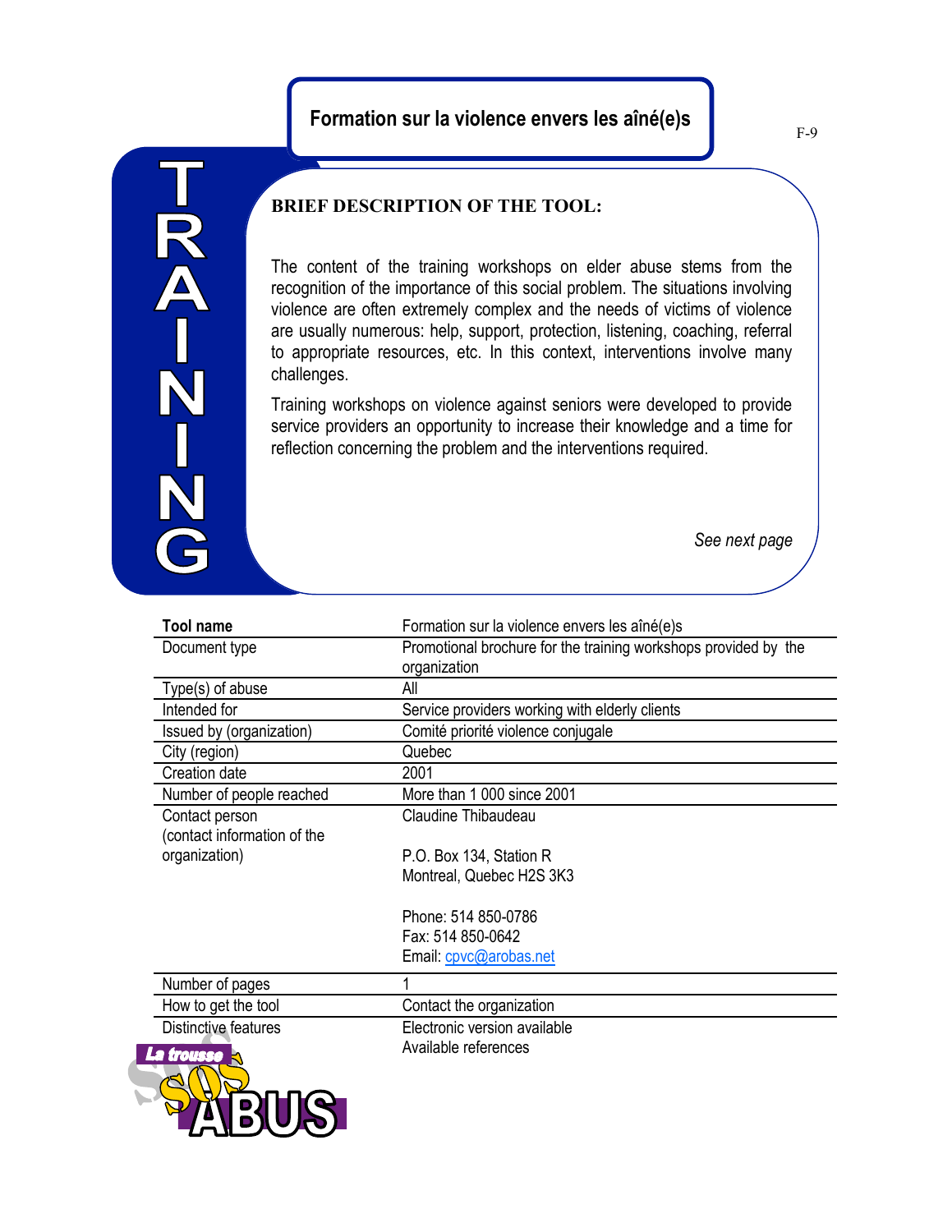# Formation sur la violence envers les aîné(e)s

TRAINING

## BRIEF DESCRIPTION OF THE TOOL:

The content of the training workshops on elder abuse stems from the recognition of the importance of this social problem. The situations involving violence are often extremely complex and the needs of victims of violence are usually numerous: help, support, protection, listening, coaching, referral to appropriate resources, etc. In this context, interventions involve many challenges.

Training workshops on violence against seniors were developed to provide service providers an opportunity to increase their knowledge and a time for reflection concerning the problem and the interventions required.

*See next page*

| **Tool name** | Formation sur la violence envers les aîné(e)s |
|---|---|
| Document type | Promotional brochure for the training workshops provided by the organization |
| Type(s) of abuse | All |
| Intended for | Service providers working with elderly clients |
| Issued by (organization) | Comité priorité violence conjugale |
| City (region) | Quebec |
| Creation date | 2001 |
| Number of people reached | More than 1 000 since 2001 |
| Contact person (contact information of the organization) | Claudine Thibaudeau<br><br>P.O. Box 134, Station R<br>Montreal, Quebec H2S 3K3<br><br>Phone: 514 850-0786<br>Fax: 514 850-0642<br>Email: cpvc@arobas.net |
| Number of pages | 1 |
| How to get the tool | Contact the organization |
| Distinctive features | Electronic version available<br>Available references |

La trousse SOS ABUS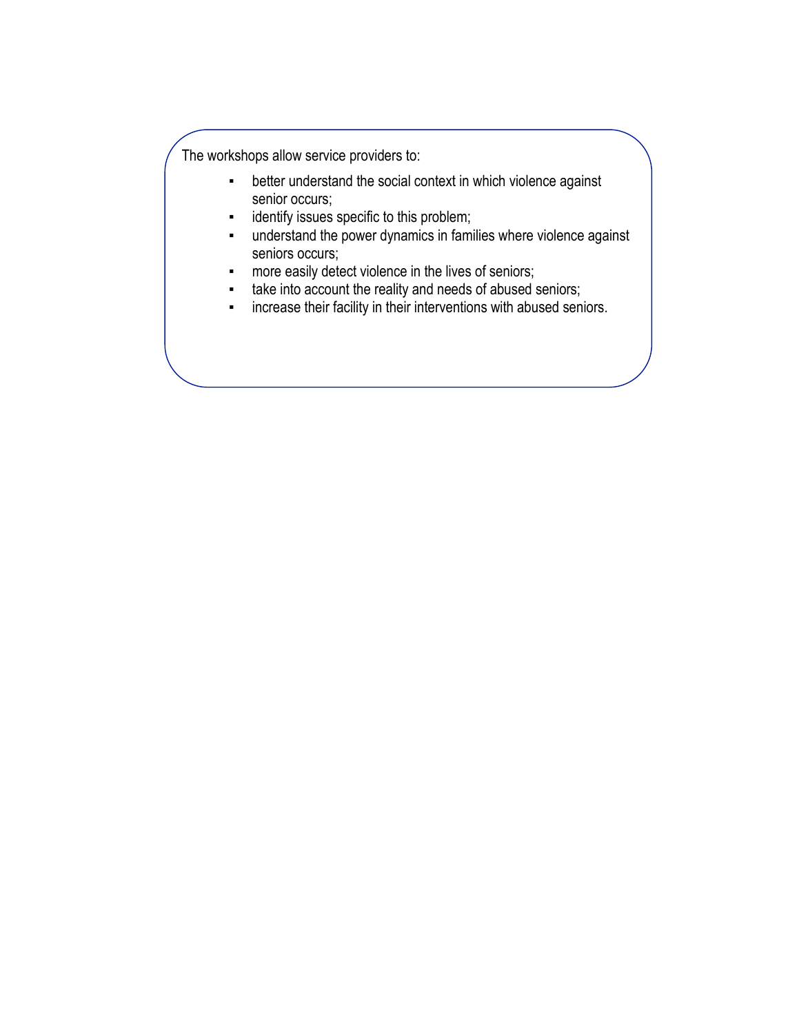The workshops allow service providers to:

- better understand the social context in which violence against senior occurs;
- identify issues specific to this problem;
- understand the power dynamics in families where violence against seniors occurs;
- more easily detect violence in the lives of seniors;
- take into account the reality and needs of abused seniors;
- increase their facility in their interventions with abused seniors.